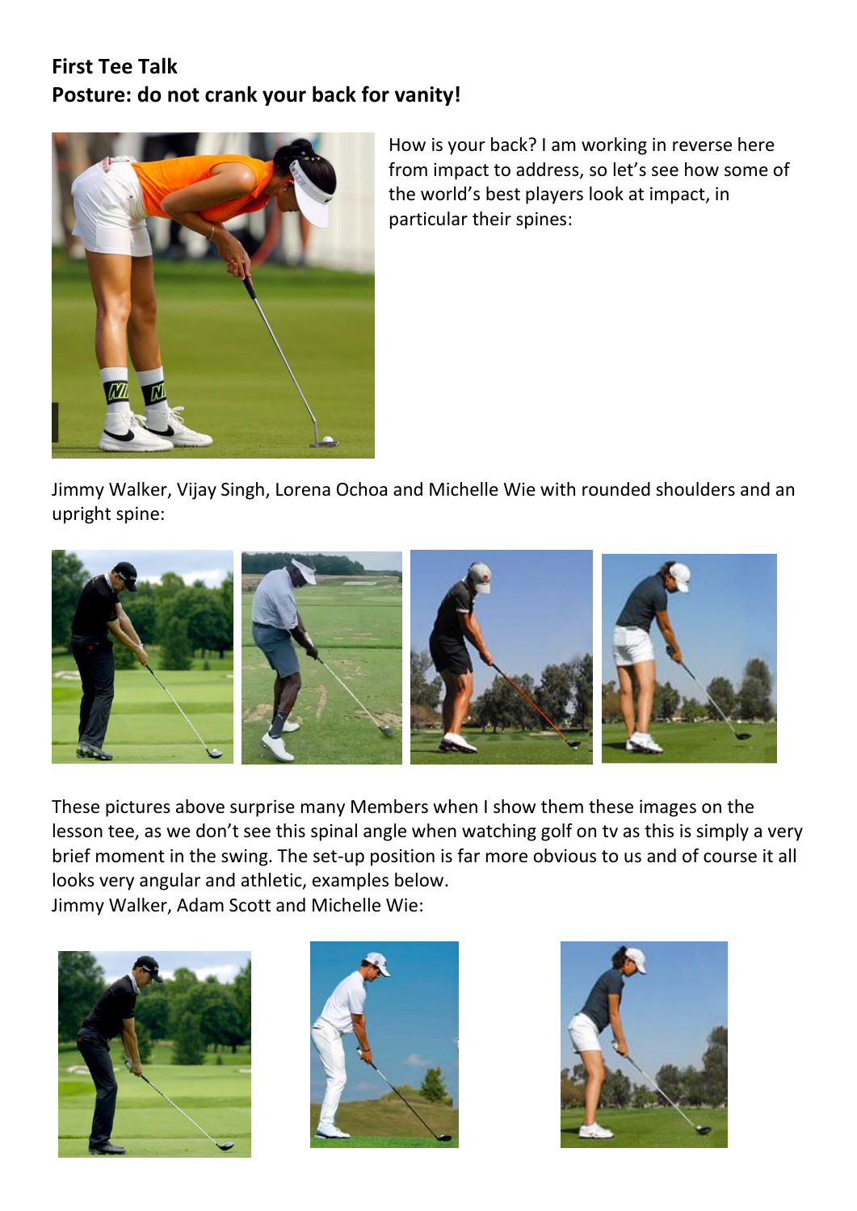**First Tee Talk**
**Posture: do not crank your back for vanity!**

How is your back? I am working in reverse here from impact to address, so let's see how some of the world's best players look at impact, in particular their spines:

Jimmy Walker, Vijay Singh, Lorena Ochoa and Michelle Wie with rounded shoulders and an upright spine:

These pictures above surprise many Members when I show them these images on the lesson tee, as we don't see this spinal angle when watching golf on tv as this is simply a very brief moment in the swing. The set-up position is far more obvious to us and of course it all looks very angular and athletic, examples below.
Jimmy Walker, Adam Scott and Michelle Wie: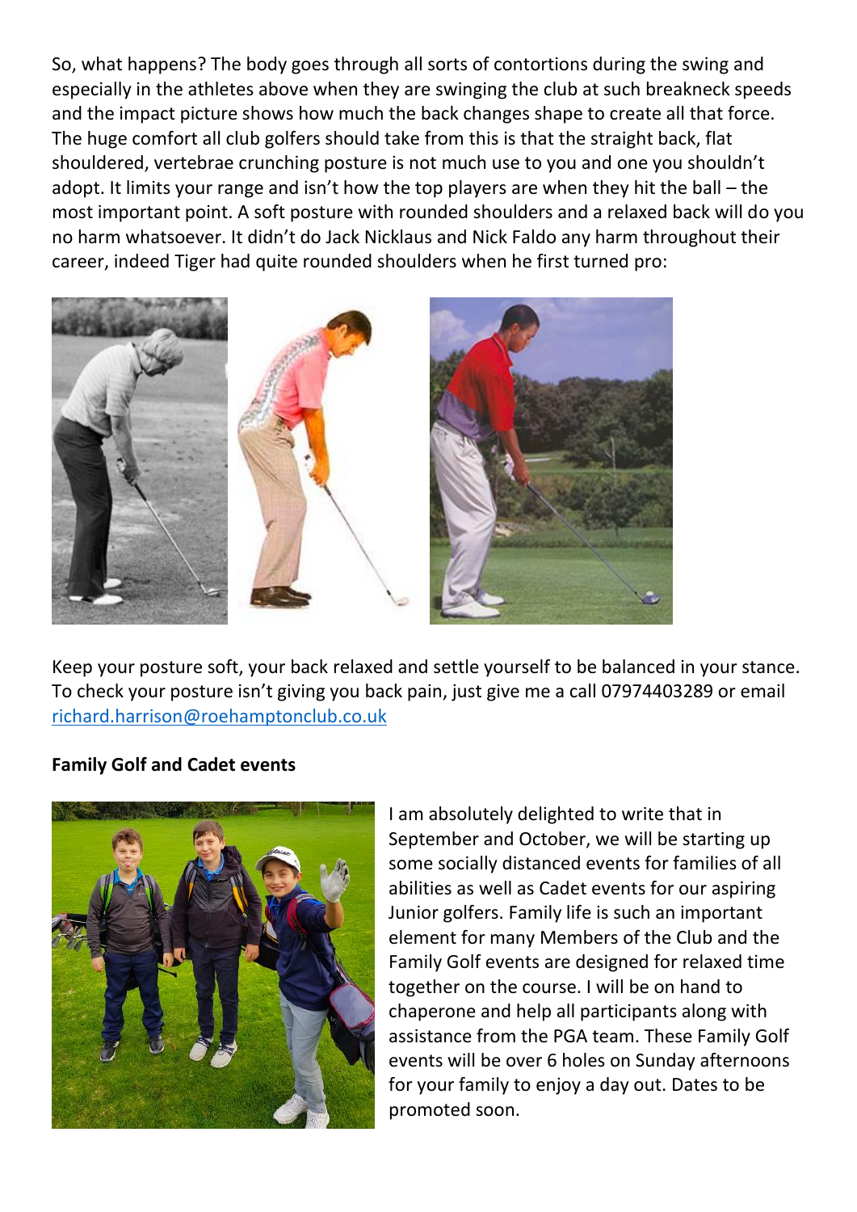So, what happens? The body goes through all sorts of contortions during the swing and especially in the athletes above when they are swinging the club at such breakneck speeds and the impact picture shows how much the back changes shape to create all that force. The huge comfort all club golfers should take from this is that the straight back, flat shouldered, vertebrae crunching posture is not much use to you and one you shouldn't adopt. It limits your range and isn't how the top players are when they hit the ball – the most important point. A soft posture with rounded shoulders and a relaxed back will do you no harm whatsoever. It didn't do Jack Nicklaus and Nick Faldo any harm throughout their career, indeed Tiger had quite rounded shoulders when he first turned pro:

Keep your posture soft, your back relaxed and settle yourself to be balanced in your stance. To check your posture isn't giving you back pain, just give me a call 07974403289 or email richard.harrison@roehamptonclub.co.uk

**Family Golf and Cadet events**

I am absolutely delighted to write that in September and October, we will be starting up some socially distanced events for families of all abilities as well as Cadet events for our aspiring Junior golfers. Family life is such an important element for many Members of the Club and the Family Golf events are designed for relaxed time together on the course. I will be on hand to chaperone and help all participants along with assistance from the PGA team. These Family Golf events will be over 6 holes on Sunday afternoons for your family to enjoy a day out. Dates to be promoted soon.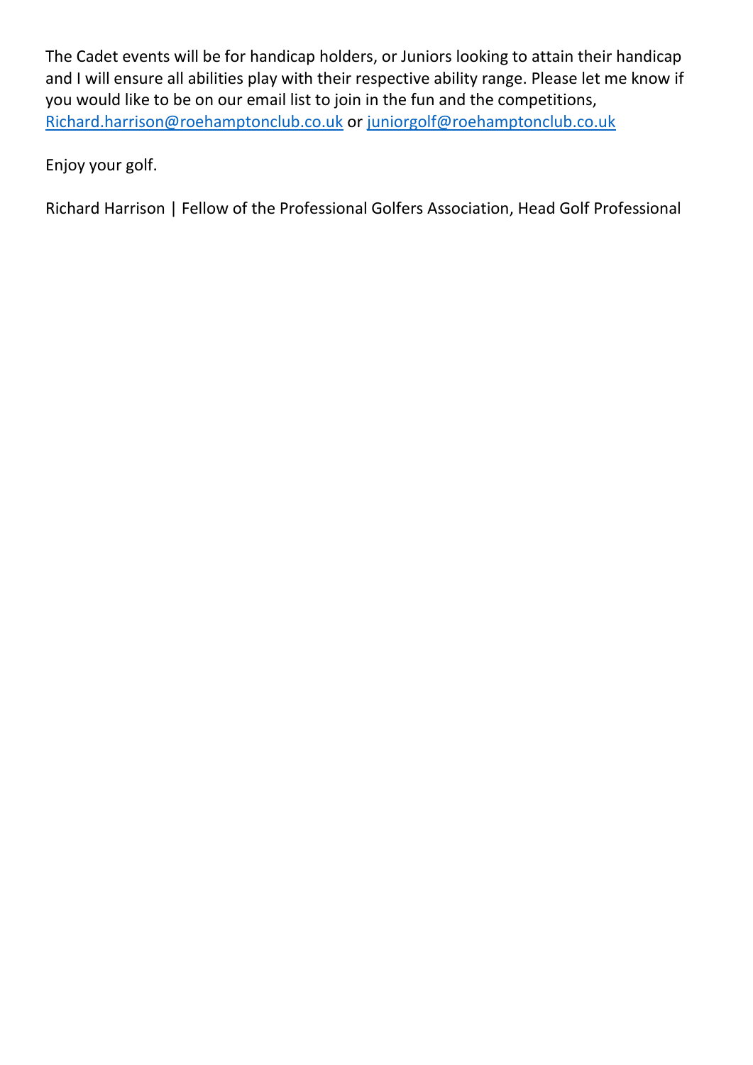The Cadet events will be for handicap holders, or Juniors looking to attain their handicap and I will ensure all abilities play with their respective ability range. Please let me know if you would like to be on our email list to join in the fun and the competitions, [Richard.harrison@roehamptonclub.co.uk](mailto:Richard.harrison@roehamptonclub.co.uk) or [juniorgolf@roehamptonclub.co.uk](mailto:juniorgolf@roehamptonclub.co.uk)

Enjoy your golf.

Richard Harrison | Fellow of the Professional Golfers Association, Head Golf Professional